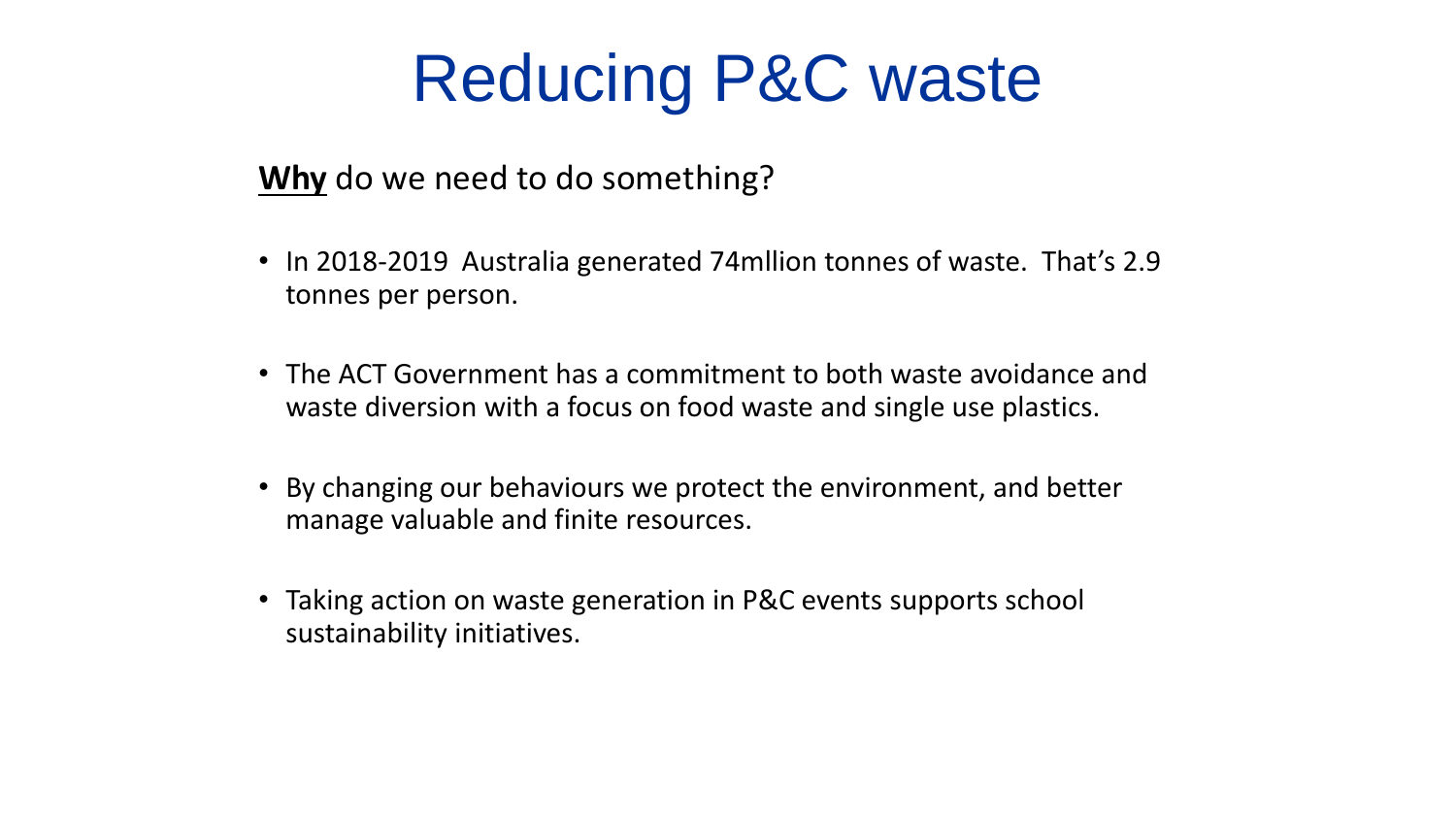# Reducing P&C waste

**Why** do we need to do something?

- In 2018-2019 Australia generated 74mllion tonnes of waste. That's 2.9 tonnes per person.
- The ACT Government has a commitment to both waste avoidance and waste diversion with a focus on food waste and single use plastics.
- By changing our behaviours we protect the environment, and better manage valuable and finite resources.
- Taking action on waste generation in P&C events supports school sustainability initiatives.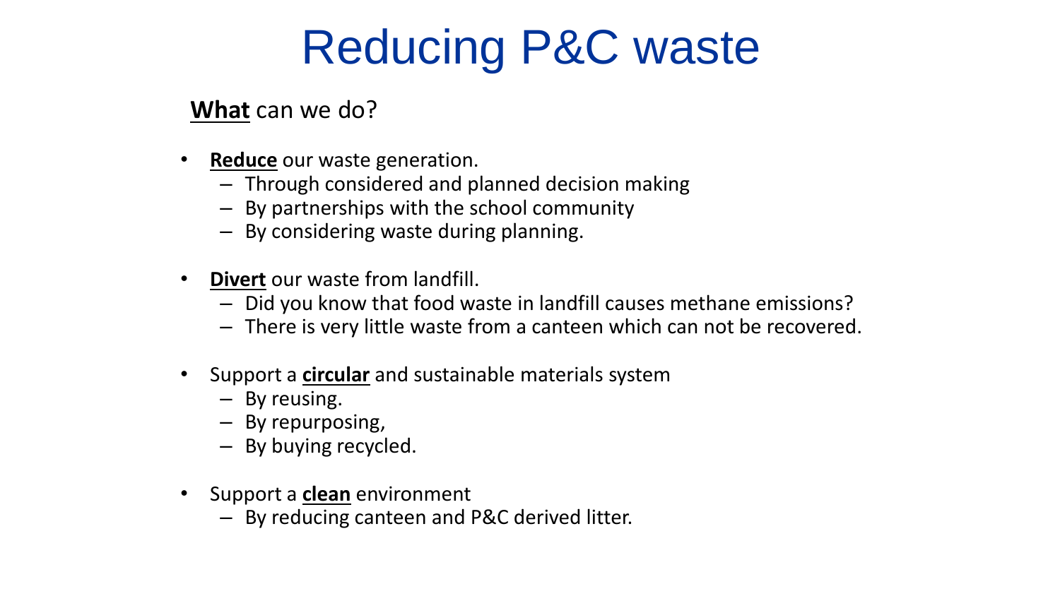# Reducing P&C waste

**What** can we do?

- **Reduce** our waste generation.
  - Through considered and planned decision making
  - By partnerships with the school community
  - By considering waste during planning.
- **Divert** our waste from landfill.
  - Did you know that food waste in landfill causes methane emissions?
  - There is very little waste from a canteen which can not be recovered.
- Support a **circular** and sustainable materials system
  - By reusing.
  - By repurposing,
  - By buying recycled.
- Support a **clean** environment
  - By reducing canteen and P&C derived litter.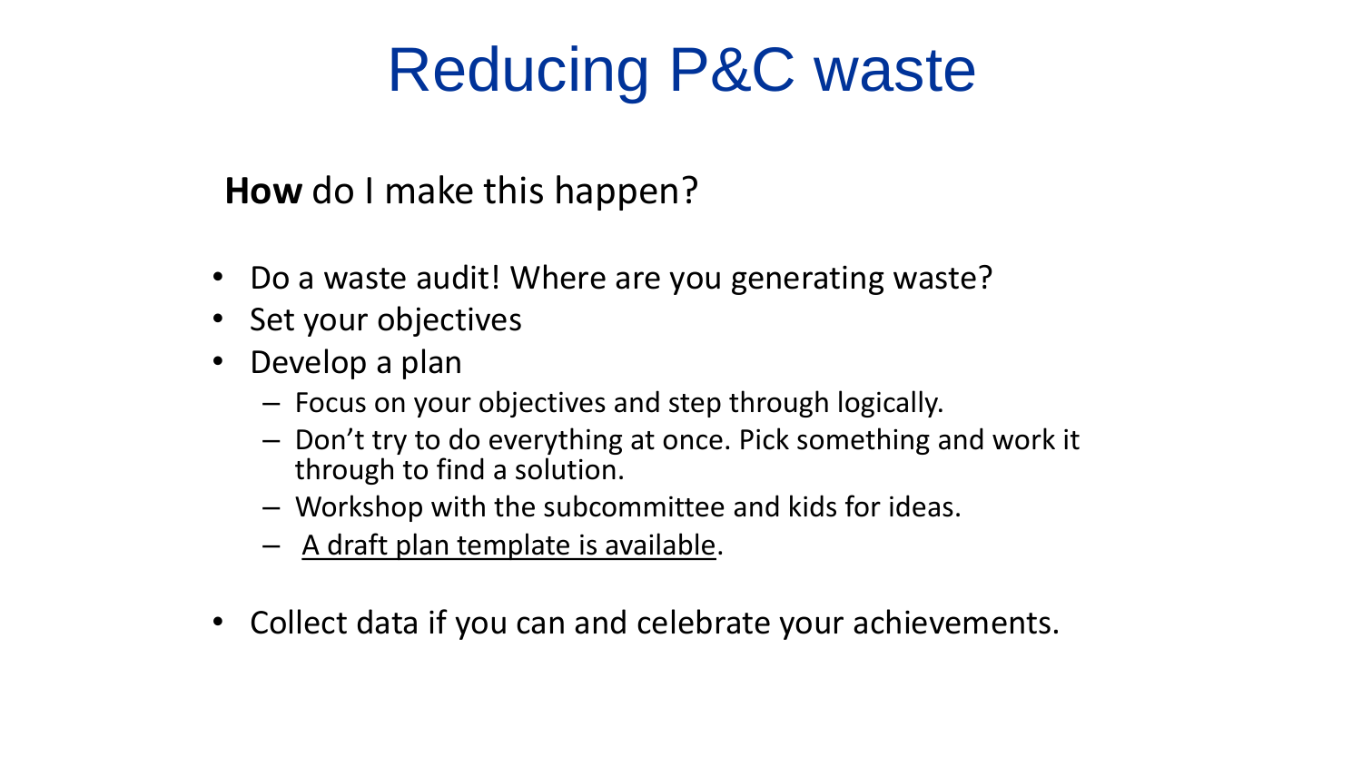# Reducing P&C waste

**How** do I make this happen?

- Do a waste audit! Where are you generating waste?
- Set your objectives
- Develop a plan
  - Focus on your objectives and step through logically.
  - Don't try to do everything at once. Pick something and work it through to find a solution.
  - Workshop with the subcommittee and kids for ideas.
  - A draft plan template is available.
- Collect data if you can and celebrate your achievements.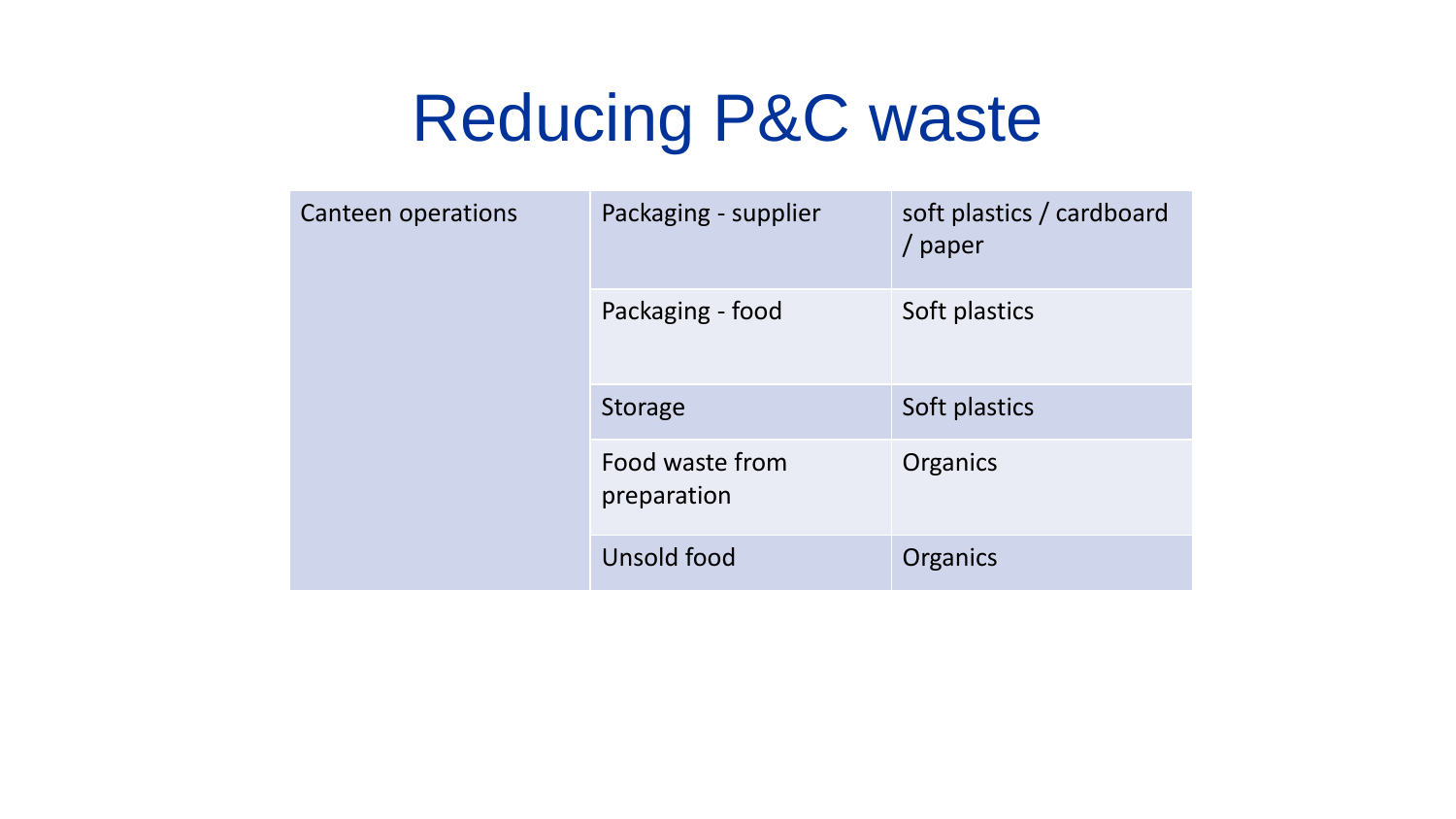# Reducing P&C waste

| Canteen operations | Packaging - supplier | soft plastics / cardboard / paper |
|---|---|---|
| | Packaging - food | Soft plastics |
| | Storage | Soft plastics |
| | Food waste from preparation | Organics |
| | Unsold food | Organics |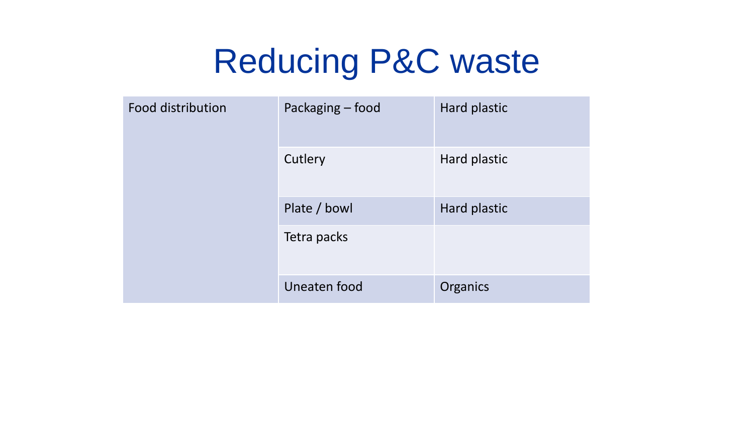# Reducing P&C waste

| Food distribution | Packaging – food | Hard plastic |
|---|---|---|
| | Cutlery | Hard plastic |
| | Plate / bowl | Hard plastic |
| | Tetra packs | |
| | Uneaten food | Organics |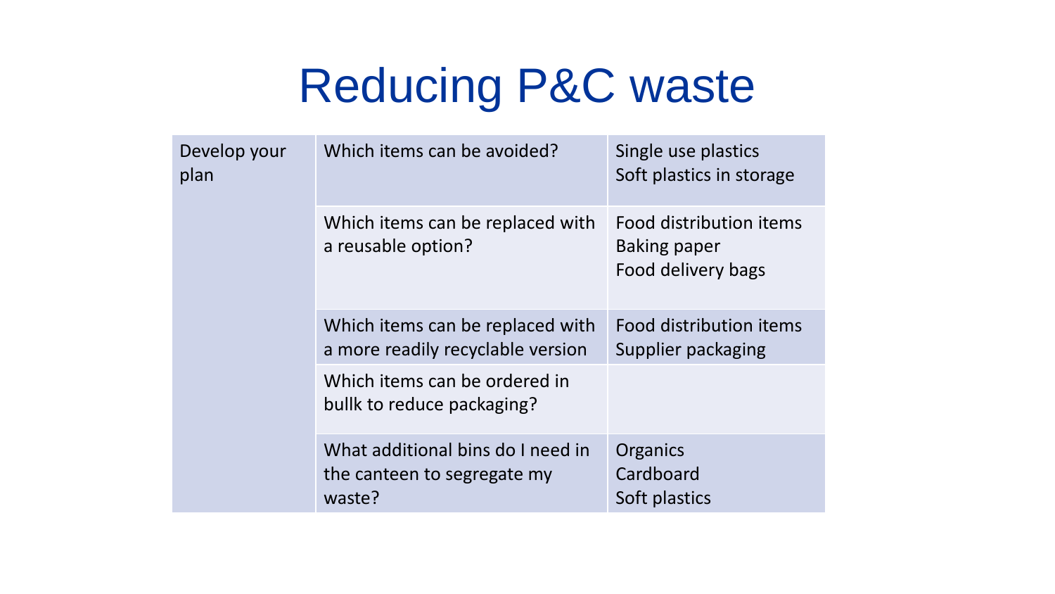# Reducing P&C waste

| | | |
|---|---|---|
| Develop your plan | Which items can be avoided? | Single use plastics<br>Soft plastics in storage |
| | Which items can be replaced with a reusable option? | Food distribution items<br>Baking paper<br>Food delivery bags |
| | Which items can be replaced with a more readily recyclable version | Food distribution items<br>Supplier packaging |
| | Which items can be ordered in bullk to reduce packaging? | |
| | What additional bins do I need in the canteen to segregate my waste? | Organics<br>Cardboard<br>Soft plastics |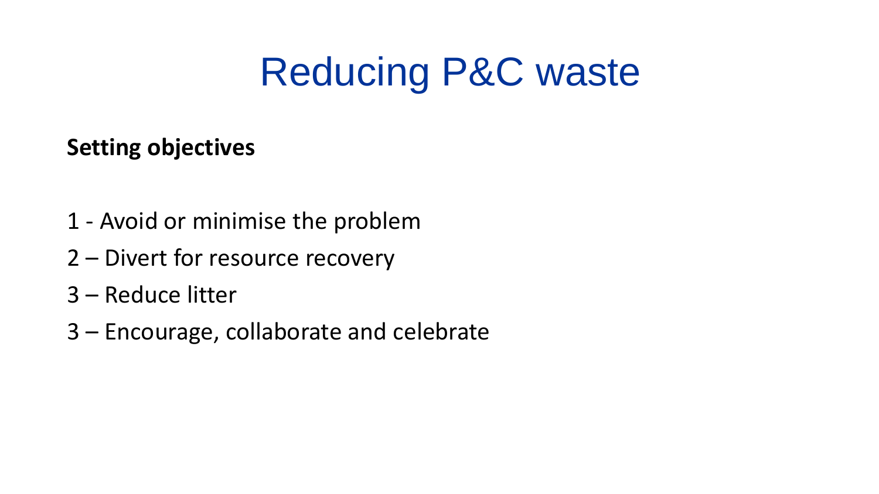# Reducing P&C waste

**Setting objectives**

1 - Avoid or minimise the problem

2 – Divert for resource recovery

3 – Reduce litter

3 – Encourage, collaborate and celebrate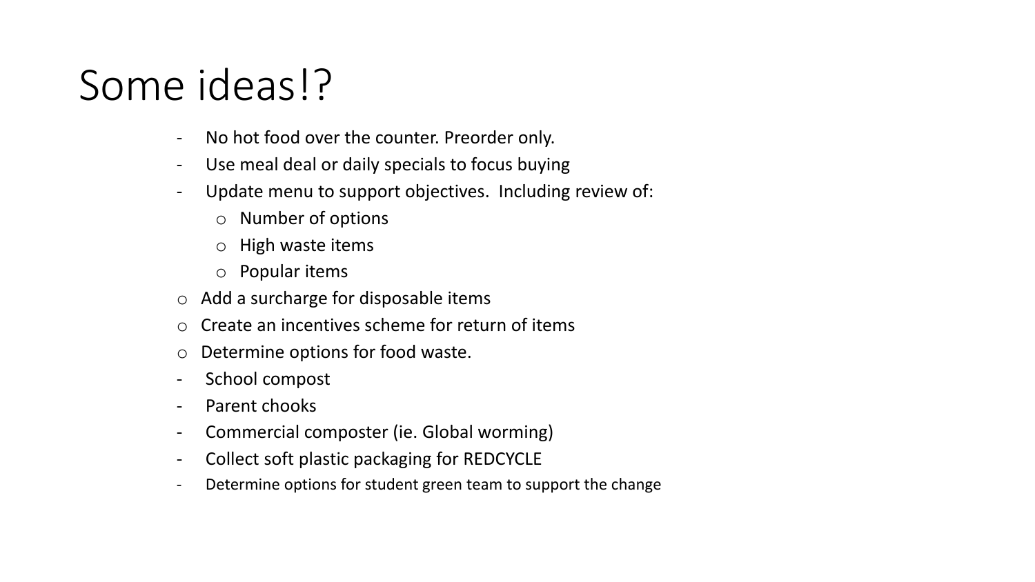# Some ideas!?

- No hot food over the counter. Preorder only.
- Use meal deal or daily specials to focus buying
- Update menu to support objectives. Including review of:
  - Number of options
  - High waste items
  - Popular items
- Add a surcharge for disposable items
- Create an incentives scheme for return of items
- Determine options for food waste.
- School compost
- Parent chooks
- Commercial composter (ie. Global worming)
- Collect soft plastic packaging for REDCYCLE
- Determine options for student green team to support the change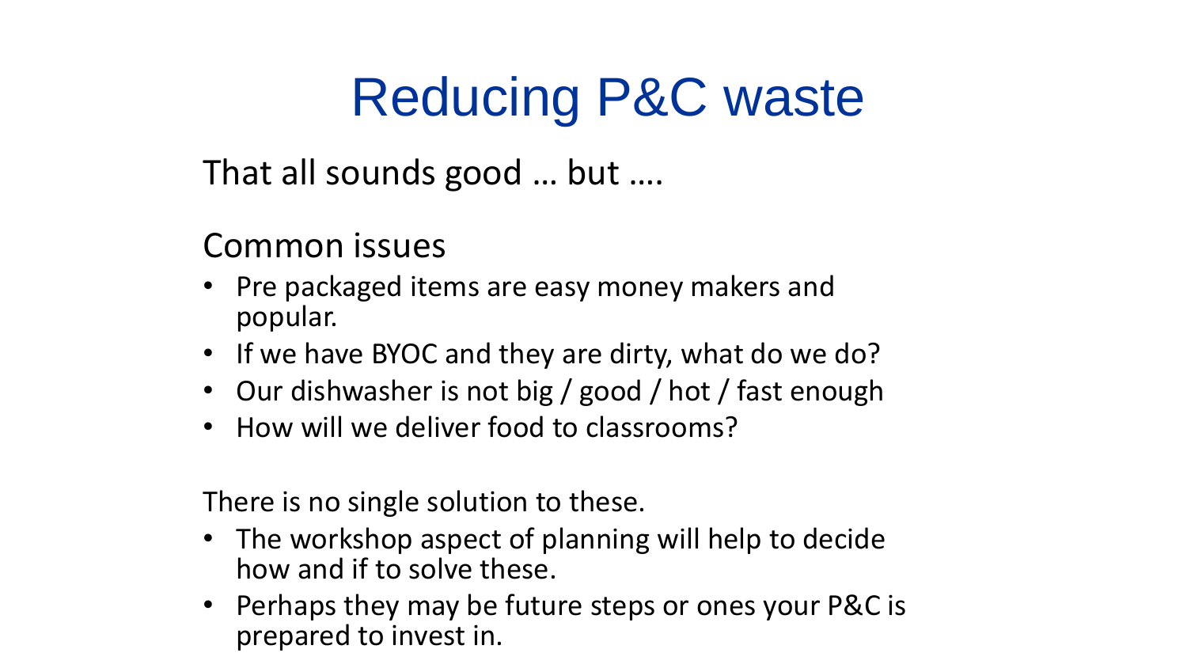# Reducing P&C waste

That all sounds good … but ….

Common issues

- Pre packaged items are easy money makers and popular.
- If we have BYOC and they are dirty, what do we do?
- Our dishwasher is not big / good / hot / fast enough
- How will we deliver food to classrooms?

There is no single solution to these.

- The workshop aspect of planning will help to decide how and if to solve these.
- Perhaps they may be future steps or ones your P&C is prepared to invest in.